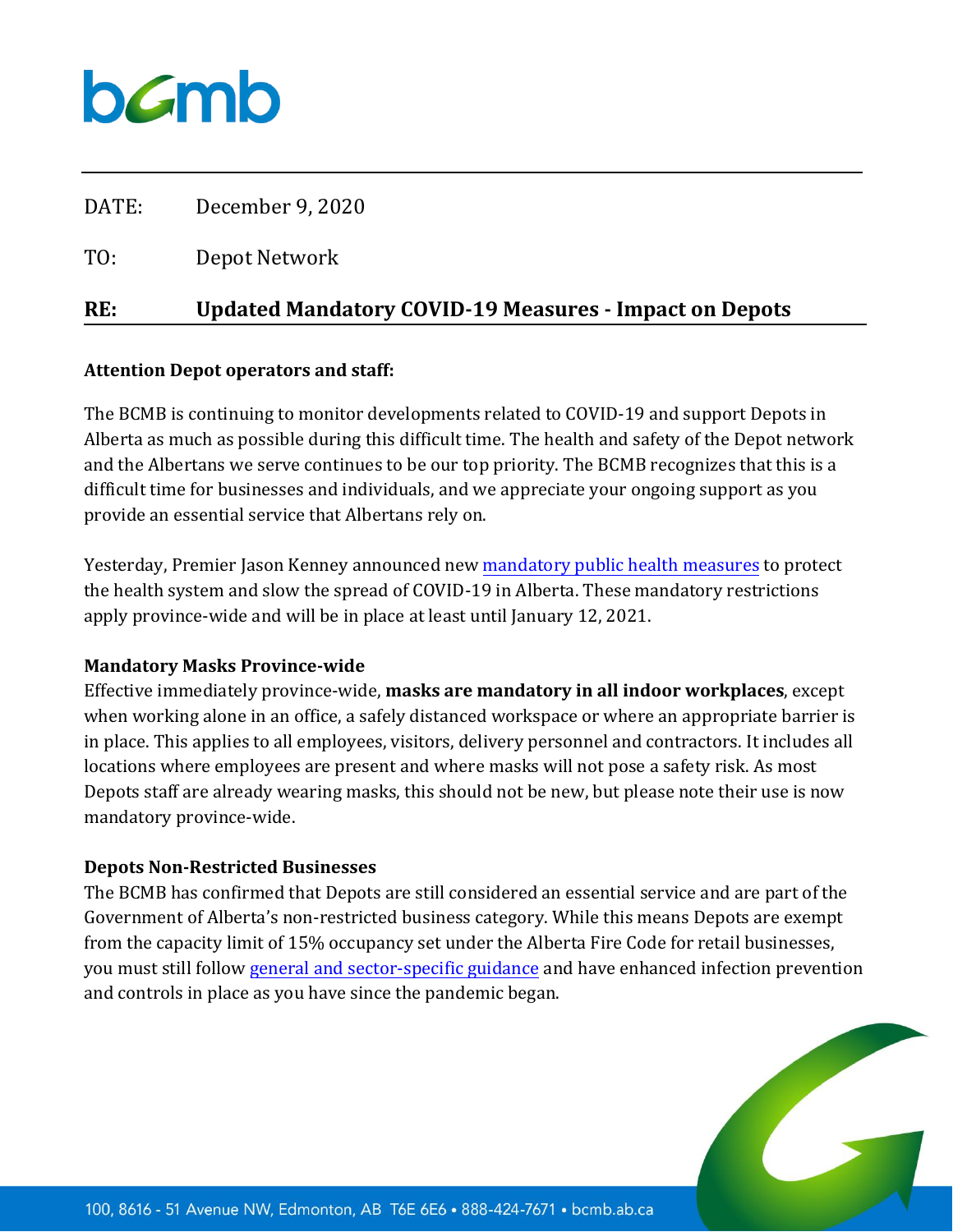DATE: December 9, 2020

TO: Depot Network

**RE: Updated Mandatory COVID-19 Measures - Impact on Depots**

**Attention Depot operators and staff:**

The BCMB is continuing to monitor developments related to COVID-19 and support Depots in Alberta as much as possible during this difficult time. The health and safety of the Depot network and the Albertans we serve continues to be our top priority. The BCMB recognizes that this is a difficult time for businesses and individuals, and we appreciate your ongoing support as you provide an essential service that Albertans rely on.

Yesterday, Premier Jason Kenney announced new mandatory public health measures to protect the health system and slow the spread of COVID-19 in Alberta. These mandatory restrictions apply province-wide and will be in place at least until January 12, 2021.

**Mandatory Masks Province-wide**

Effective immediately province-wide, **masks are mandatory in all indoor workplaces**, except when working alone in an office, a safely distanced workspace or where an appropriate barrier is in place. This applies to all employees, visitors, delivery personnel and contractors. It includes all locations where employees are present and where masks will not pose a safety risk. As most Depots staff are already wearing masks, this should not be new, but please note their use is now mandatory province-wide.

**Depots Non-Restricted Businesses**

The BCMB has confirmed that Depots are still considered an essential service and are part of the Government of Alberta's non-restricted business category. While this means Depots are exempt from the capacity limit of 15% occupancy set under the Alberta Fire Code for retail businesses, you must still follow general and sector-specific guidance and have enhanced infection prevention and controls in place as you have since the pandemic began.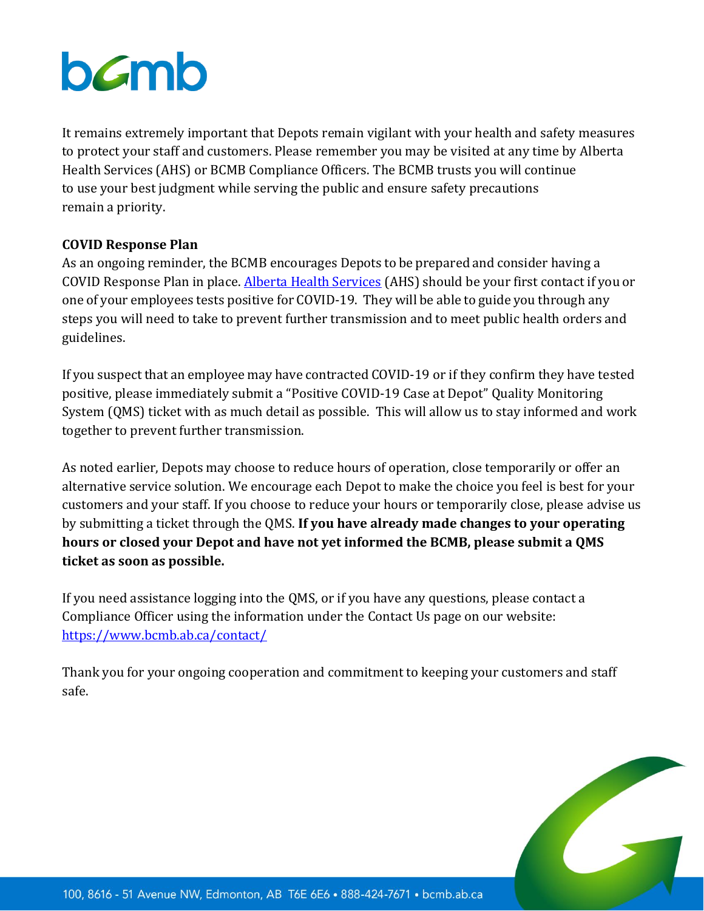It remains extremely important that Depots remain vigilant with your health and safety measures to protect your staff and customers. Please remember you may be visited at any time by Alberta Health Services (AHS) or BCMB Compliance Officers. The BCMB trusts you will continue to use your best judgment while serving the public and ensure safety precautions remain a priority.

**COVID Response Plan**

As an ongoing reminder, the BCMB encourages Depots to be prepared and consider having a COVID Response Plan in place. [Alberta Health Services](https://www.albertahealthservices.ca) (AHS) should be your first contact if you or one of your employees tests positive for COVID-19. They will be able to guide you through any steps you will need to take to prevent further transmission and to meet public health orders and guidelines.

If you suspect that an employee may have contracted COVID-19 or if they confirm they have tested positive, please immediately submit a "Positive COVID-19 Case at Depot" Quality Monitoring System (QMS) ticket with as much detail as possible. This will allow us to stay informed and work together to prevent further transmission.

As noted earlier, Depots may choose to reduce hours of operation, close temporarily or offer an alternative service solution. We encourage each Depot to make the choice you feel is best for your customers and your staff. If you choose to reduce your hours or temporarily close, please advise us by submitting a ticket through the QMS. **If you have already made changes to your operating hours or closed your Depot and have not yet informed the BCMB, please submit a QMS ticket as soon as possible.**

If you need assistance logging into the QMS, or if you have any questions, please contact a Compliance Officer using the information under the Contact Us page on our website: https://www.bcmb.ab.ca/contact/

Thank you for your ongoing cooperation and commitment to keeping your customers and staff safe.